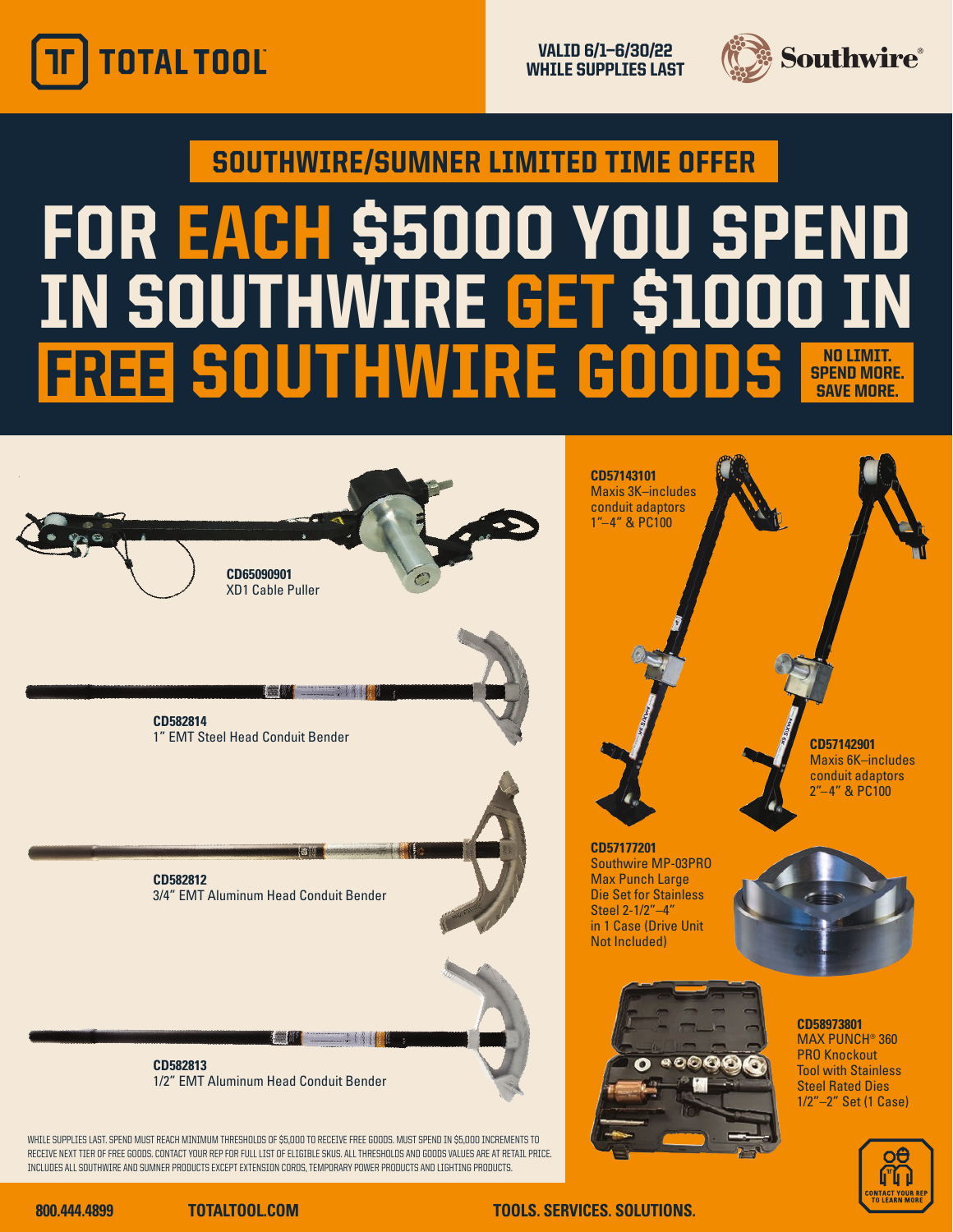TOTAL TOOL

VALID 6/1–6/30/22
WHILE SUPPLIES LAST

Southwire®

## SOUTHWIRE/SUMNER LIMITED TIME OFFER

# FOR EACH $5000 YOU SPEND IN SOUTHWIRE GET $1000 IN FREE SOUTHWIRE GOODS

**NO LIMIT. SPEND MORE. SAVE MORE.**

**CD65090901**
XD1 Cable Puller

**CD582814**
1" EMT Steel Head Conduit Bender

**CD582812**
3/4" EMT Aluminum Head Conduit Bender

**CD582813**
1/2" EMT Aluminum Head Conduit Bender

**CD57143101**
Maxis 3K–includes conduit adaptors 1"–4" & PC100

**CD57142901**
Maxis 6K–includes conduit adaptors 2"–4" & PC100

**CD57177201**
Southwire MP-03PRO Max Punch Large Die Set for Stainless Steel 2-1/2"–4" in 1 Case (Drive Unit Not Included)

**CD58973801**
MAX PUNCH® 360 PRO Knockout Tool with Stainless Steel Rated Dies 1/2"–2" Set (1 Case)

WHILE SUPPLIES LAST. SPEND MUST REACH MINIMUM THRESHOLDS OF $5,000 TO RECEIVE FREE GOODS. MUST SPEND IN $5,000 INCREMENTS TO RECEIVE NEXT TIER OF FREE GOODS. CONTACT YOUR REP FOR FULL LIST OF ELIGIBLE SKUS. ALL THRESHOLDS AND GOODS VALUES ARE AT RETAIL PRICE. INCLUDES ALL SOUTHWIRE AND SUMNER PRODUCTS EXCEPT EXTENSION CORDS, TEMPORARY POWER PRODUCTS AND LIGHTING PRODUCTS.

CONTACT YOUR REP TO LEARN MORE

800.444.4899 TOTALTOOL.COM TOOLS. SERVICES. SOLUTIONS.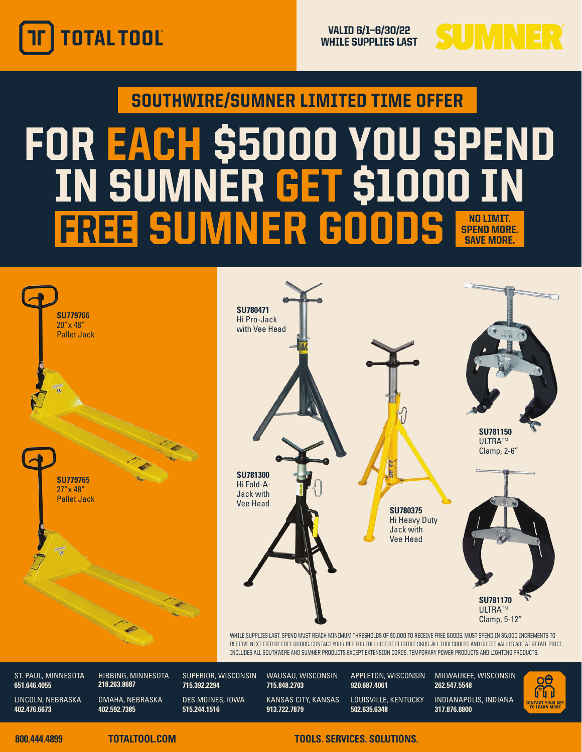TOTAL TOOL

VALID 6/1–6/30/22
WHILE SUPPLIES LAST

SUMNER

## SOUTHWIRE/SUMNER LIMITED TIME OFFER

# FOR EACH $5000 YOU SPEND IN SUMNER GET $1000 IN FREE SUMNER GOODS

**NO LIMIT. SPEND MORE. SAVE MORE.**

**SU779766**
20"x 48"
Pallet Jack

**SU779765**
27"x 48"
Pallet Jack

**SU780471**
Hi Pro-Jack with Vee Head

**SU781300**
Hi Fold-A-Jack with Vee Head

**SU780375**
Hi Heavy Duty Jack with Vee Head

**SU781150**
ULTRA™ Clamp, 2-6"

**SU781170**
ULTRA™ Clamp, 5-12"

WHILE SUPPLIES LAST. SPEND MUST REACH MINIMUM THRESHOLDS OF $5,000 TO RECEIVE FREE GOODS. MUST SPEND IN $5,000 INCREMENTS TO RECEIVE NEXT TIER OF FREE GOODS. CONTACT YOUR REP FOR FULL LIST OF ELIGIBLE SKUS. ALL THRESHOLDS AND GOODS VALUES ARE AT RETAIL PRICE. INCLUDES ALL SOUTHWIRE AND SUMNER PRODUCTS EXCEPT EXTENSION CORDS, TEMPORARY POWER PRODUCTS AND LIGHTING PRODUCTS.

ST. PAUL, MINNESOTA **651.646.4055**
HIBBING, MINNESOTA **218.263.8687**
SUPERIOR, WISCONSIN **715.392.2294**
WAUSAU, WISCONSIN **715.848.2703**
APPLETON, WISCONSIN **920.687.4061**
MILWAUKEE, WISCONSIN **262.547.5548**
LINCOLN, NEBRASKA **402.476.6673**
OMAHA, NEBRASKA **402.592.7385**
DES MOINES, IOWA **515.244.1516**
KANSAS CITY, KANSAS **913.722.7879**
LOUISVILLE, KENTUCKY **502.635.6348**
INDIANAPOLIS, INDIANA **317.876.8800**

CONTACT YOUR REP TO LEARN MORE

**800.444.4899** **TOTALTOOL.COM** **TOOLS. SERVICES. SOLUTIONS.**